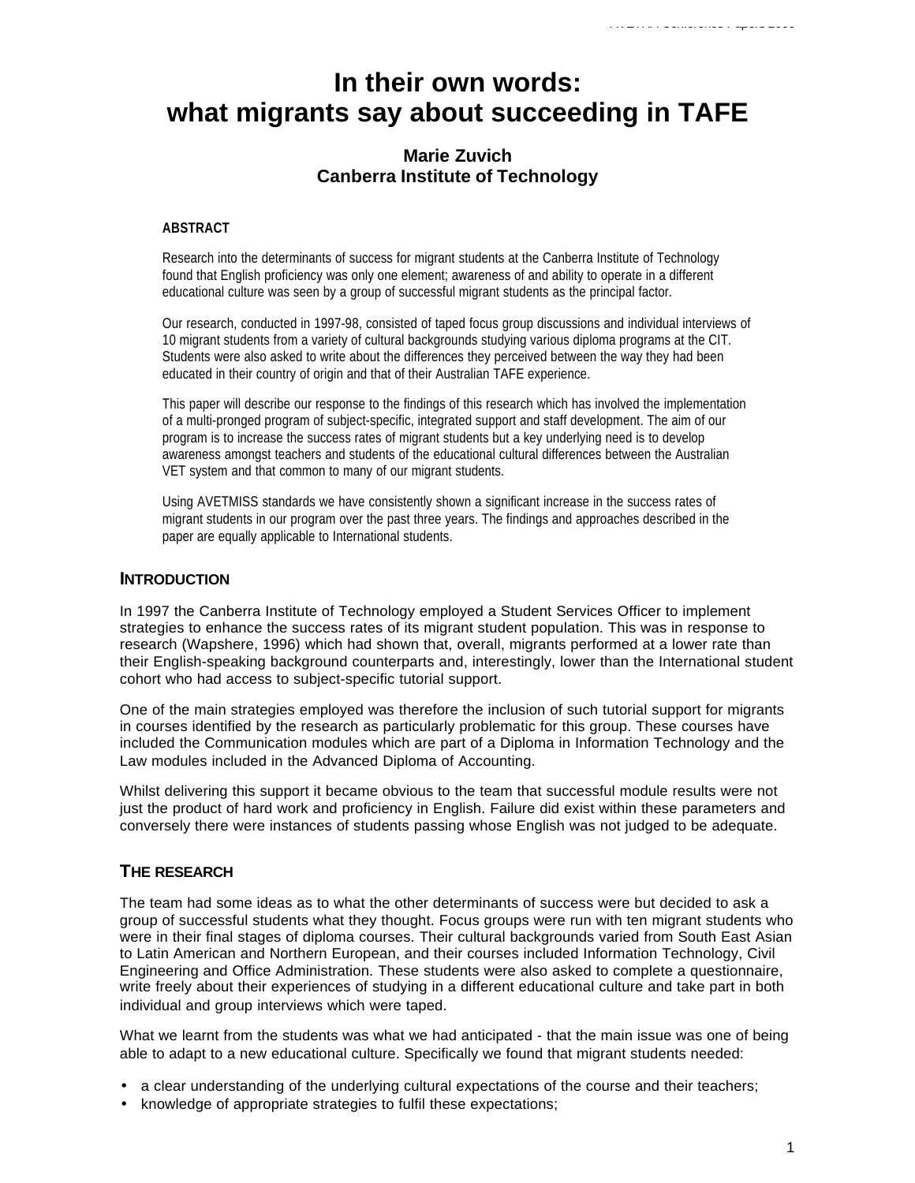# In their own words: what migrants say about succeeding in TAFE

**Marie Zuvich**
**Canberra Institute of Technology**

### ABSTRACT

Research into the determinants of success for migrant students at the Canberra Institute of Technology found that English proficiency was only one element; awareness of and ability to operate in a different educational culture was seen by a group of successful migrant students as the principal factor.

Our research, conducted in 1997-98, consisted of taped focus group discussions and individual interviews of 10 migrant students from a variety of cultural backgrounds studying various diploma programs at the CIT. Students were also asked to write about the differences they perceived between the way they had been educated in their country of origin and that of their Australian TAFE experience.

This paper will describe our response to the findings of this research which has involved the implementation of a multi-pronged program of subject-specific, integrated support and staff development. The aim of our program is to increase the success rates of migrant students but a key underlying need is to develop awareness amongst teachers and students of the educational cultural differences between the Australian VET system and that common to many of our migrant students.

Using AVETMISS standards we have consistently shown a significant increase in the success rates of migrant students in our program over the past three years. The findings and approaches described in the paper are equally applicable to International students.

## INTRODUCTION

In 1997 the Canberra Institute of Technology employed a Student Services Officer to implement strategies to enhance the success rates of its migrant student population. This was in response to research (Wapshere, 1996) which had shown that, overall, migrants performed at a lower rate than their English-speaking background counterparts and, interestingly, lower than the International student cohort who had access to subject-specific tutorial support.

One of the main strategies employed was therefore the inclusion of such tutorial support for migrants in courses identified by the research as particularly problematic for this group. These courses have included the Communication modules which are part of a Diploma in Information Technology and the Law modules included in the Advanced Diploma of Accounting.

Whilst delivering this support it became obvious to the team that successful module results were not just the product of hard work and proficiency in English. Failure did exist within these parameters and conversely there were instances of students passing whose English was not judged to be adequate.

## THE RESEARCH

The team had some ideas as to what the other determinants of success were but decided to ask a group of successful students what they thought. Focus groups were run with ten migrant students who were in their final stages of diploma courses. Their cultural backgrounds varied from South East Asian to Latin American and Northern European, and their courses included Information Technology, Civil Engineering and Office Administration. These students were also asked to complete a questionnaire, write freely about their experiences of studying in a different educational culture and take part in both individual and group interviews which were taped.

What we learnt from the students was what we had anticipated - that the main issue was one of being able to adapt to a new educational culture. Specifically we found that migrant students needed:

- a clear understanding of the underlying cultural expectations of the course and their teachers;
- knowledge of appropriate strategies to fulfil these expectations;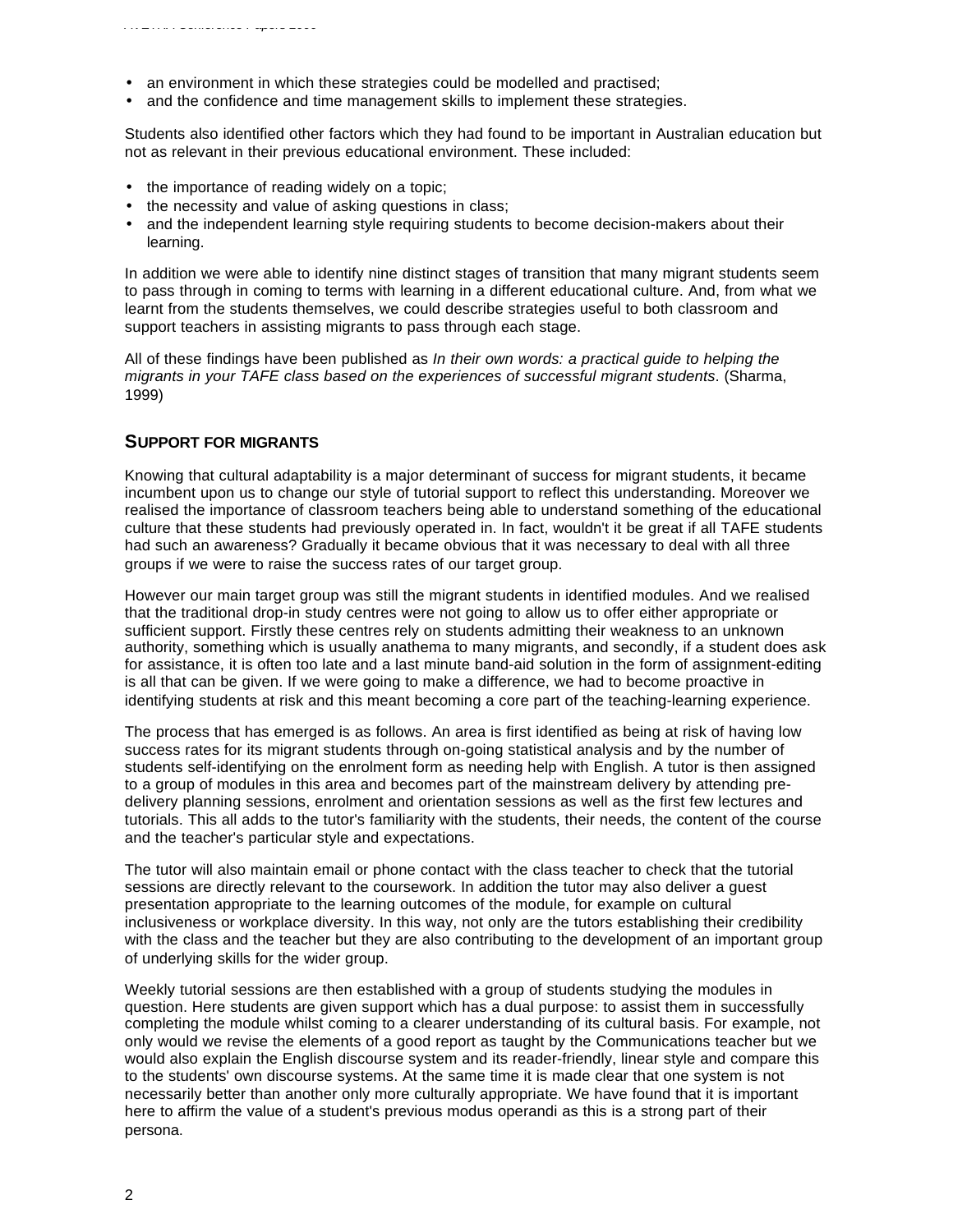- an environment in which these strategies could be modelled and practised;
- and the confidence and time management skills to implement these strategies.

Students also identified other factors which they had found to be important in Australian education but not as relevant in their previous educational environment. These included:

- the importance of reading widely on a topic;
- the necessity and value of asking questions in class;
- and the independent learning style requiring students to become decision-makers about their learning.

In addition we were able to identify nine distinct stages of transition that many migrant students seem to pass through in coming to terms with learning in a different educational culture. And, from what we learnt from the students themselves, we could describe strategies useful to both classroom and support teachers in assisting migrants to pass through each stage.

All of these findings have been published as *In their own words: a practical guide to helping the migrants in your TAFE class based on the experiences of successful migrant students*. (Sharma, 1999)

## SUPPORT FOR MIGRANTS

Knowing that cultural adaptability is a major determinant of success for migrant students, it became incumbent upon us to change our style of tutorial support to reflect this understanding. Moreover we realised the importance of classroom teachers being able to understand something of the educational culture that these students had previously operated in. In fact, wouldn't it be great if all TAFE students had such an awareness? Gradually it became obvious that it was necessary to deal with all three groups if we were to raise the success rates of our target group.

However our main target group was still the migrant students in identified modules. And we realised that the traditional drop-in study centres were not going to allow us to offer either appropriate or sufficient support. Firstly these centres rely on students admitting their weakness to an unknown authority, something which is usually anathema to many migrants, and secondly, if a student does ask for assistance, it is often too late and a last minute band-aid solution in the form of assignment-editing is all that can be given. If we were going to make a difference, we had to become proactive in identifying students at risk and this meant becoming a core part of the teaching-learning experience.

The process that has emerged is as follows. An area is first identified as being at risk of having low success rates for its migrant students through on-going statistical analysis and by the number of students self-identifying on the enrolment form as needing help with English. A tutor is then assigned to a group of modules in this area and becomes part of the mainstream delivery by attending pre-delivery planning sessions, enrolment and orientation sessions as well as the first few lectures and tutorials. This all adds to the tutor's familiarity with the students, their needs, the content of the course and the teacher's particular style and expectations.

The tutor will also maintain email or phone contact with the class teacher to check that the tutorial sessions are directly relevant to the coursework. In addition the tutor may also deliver a guest presentation appropriate to the learning outcomes of the module, for example on cultural inclusiveness or workplace diversity. In this way, not only are the tutors establishing their credibility with the class and the teacher but they are also contributing to the development of an important group of underlying skills for the wider group.

Weekly tutorial sessions are then established with a group of students studying the modules in question. Here students are given support which has a dual purpose: to assist them in successfully completing the module whilst coming to a clearer understanding of its cultural basis. For example, not only would we revise the elements of a good report as taught by the Communications teacher but we would also explain the English discourse system and its reader-friendly, linear style and compare this to the students' own discourse systems. At the same time it is made clear that one system is not necessarily better than another only more culturally appropriate. We have found that it is important here to affirm the value of a student's previous modus operandi as this is a strong part of their persona.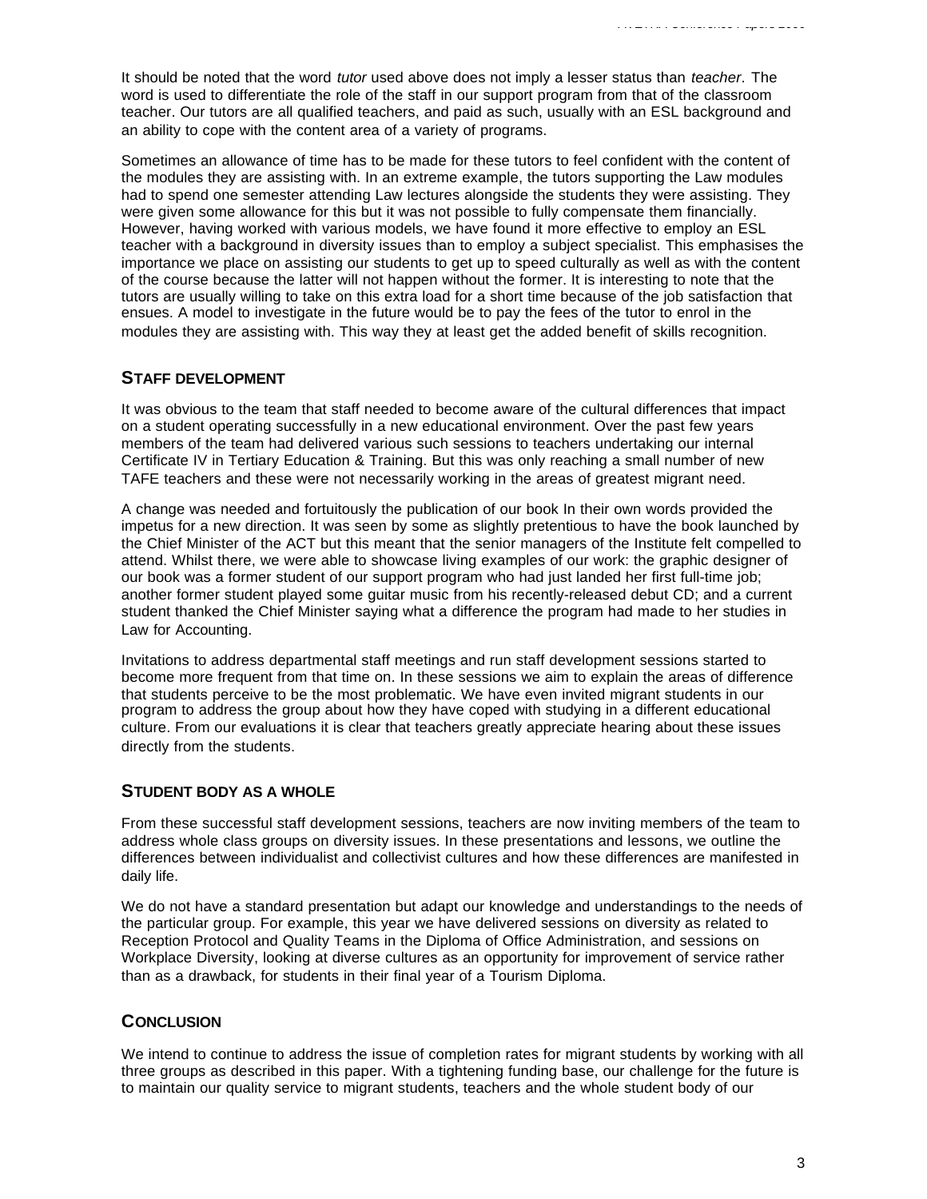It should be noted that the word *tutor* used above does not imply a lesser status than *teacher*. The word is used to differentiate the role of the staff in our support program from that of the classroom teacher. Our tutors are all qualified teachers, and paid as such, usually with an ESL background and an ability to cope with the content area of a variety of programs.

Sometimes an allowance of time has to be made for these tutors to feel confident with the content of the modules they are assisting with. In an extreme example, the tutors supporting the Law modules had to spend one semester attending Law lectures alongside the students they were assisting. They were given some allowance for this but it was not possible to fully compensate them financially. However, having worked with various models, we have found it more effective to employ an ESL teacher with a background in diversity issues than to employ a subject specialist. This emphasises the importance we place on assisting our students to get up to speed culturally as well as with the content of the course because the latter will not happen without the former. It is interesting to note that the tutors are usually willing to take on this extra load for a short time because of the job satisfaction that ensues. A model to investigate in the future would be to pay the fees of the tutor to enrol in the modules they are assisting with. This way they at least get the added benefit of skills recognition.

## STAFF DEVELOPMENT

It was obvious to the team that staff needed to become aware of the cultural differences that impact on a student operating successfully in a new educational environment. Over the past few years members of the team had delivered various such sessions to teachers undertaking our internal Certificate IV in Tertiary Education & Training. But this was only reaching a small number of new TAFE teachers and these were not necessarily working in the areas of greatest migrant need.

A change was needed and fortuitously the publication of our book In their own words provided the impetus for a new direction. It was seen by some as slightly pretentious to have the book launched by the Chief Minister of the ACT but this meant that the senior managers of the Institute felt compelled to attend. Whilst there, we were able to showcase living examples of our work: the graphic designer of our book was a former student of our support program who had just landed her first full-time job; another former student played some guitar music from his recently-released debut CD; and a current student thanked the Chief Minister saying what a difference the program had made to her studies in Law for Accounting.

Invitations to address departmental staff meetings and run staff development sessions started to become more frequent from that time on. In these sessions we aim to explain the areas of difference that students perceive to be the most problematic. We have even invited migrant students in our program to address the group about how they have coped with studying in a different educational culture. From our evaluations it is clear that teachers greatly appreciate hearing about these issues directly from the students.

## STUDENT BODY AS A WHOLE

From these successful staff development sessions, teachers are now inviting members of the team to address whole class groups on diversity issues. In these presentations and lessons, we outline the differences between individualist and collectivist cultures and how these differences are manifested in daily life.

We do not have a standard presentation but adapt our knowledge and understandings to the needs of the particular group. For example, this year we have delivered sessions on diversity as related to Reception Protocol and Quality Teams in the Diploma of Office Administration, and sessions on Workplace Diversity, looking at diverse cultures as an opportunity for improvement of service rather than as a drawback, for students in their final year of a Tourism Diploma.

## CONCLUSION

We intend to continue to address the issue of completion rates for migrant students by working with all three groups as described in this paper. With a tightening funding base, our challenge for the future is to maintain our quality service to migrant students, teachers and the whole student body of our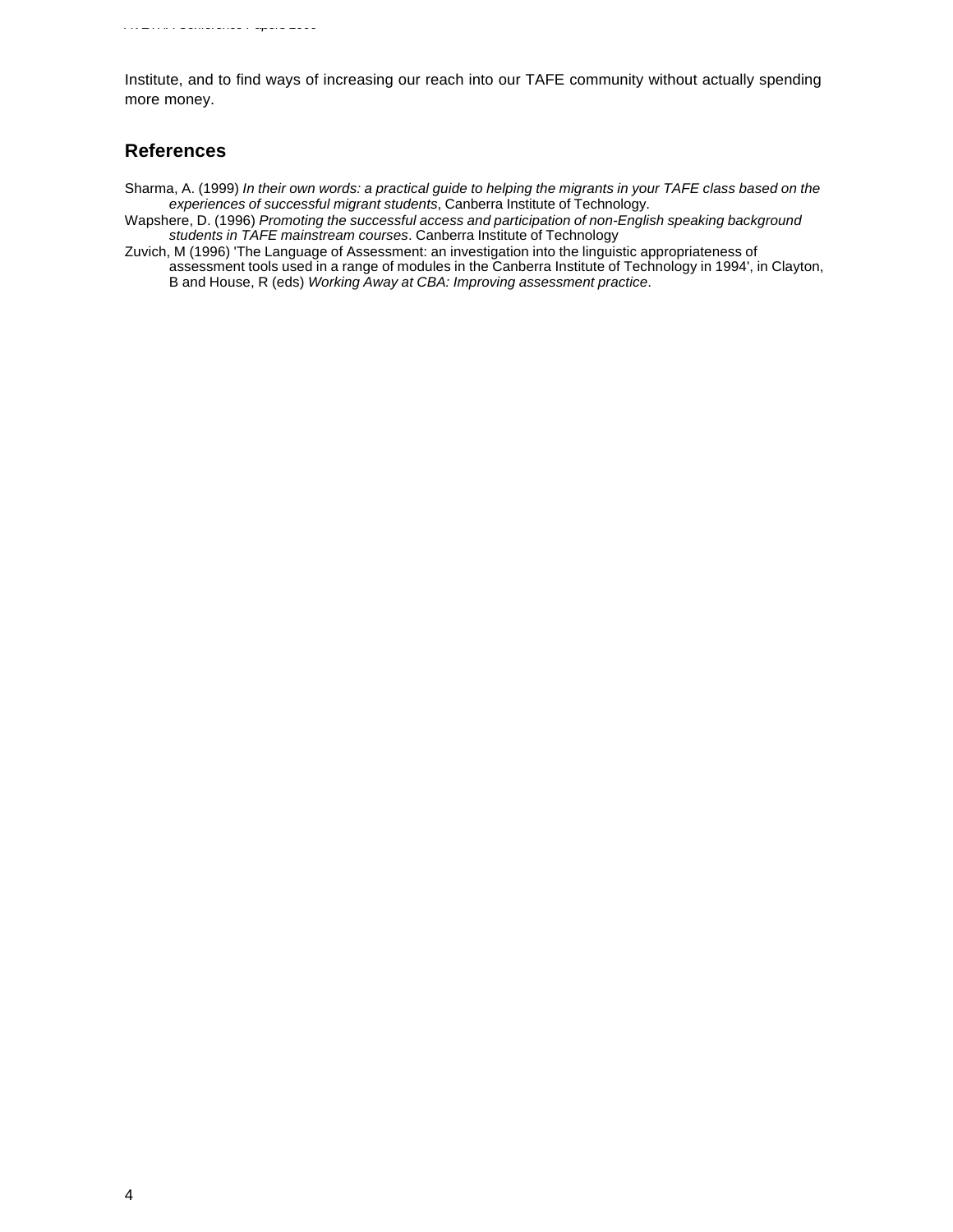Institute, and to find ways of increasing our reach into our TAFE community without actually spending more money.

## References

Sharma, A. (1999) *In their own words: a practical guide to helping the migrants in your TAFE class based on the experiences of successful migrant students*, Canberra Institute of Technology.

Wapshere, D. (1996) *Promoting the successful access and participation of non-English speaking background students in TAFE mainstream courses*. Canberra Institute of Technology

Zuvich, M (1996) 'The Language of Assessment: an investigation into the linguistic appropriateness of assessment tools used in a range of modules in the Canberra Institute of Technology in 1994', in Clayton, B and House, R (eds) *Working Away at CBA: Improving assessment practice*.